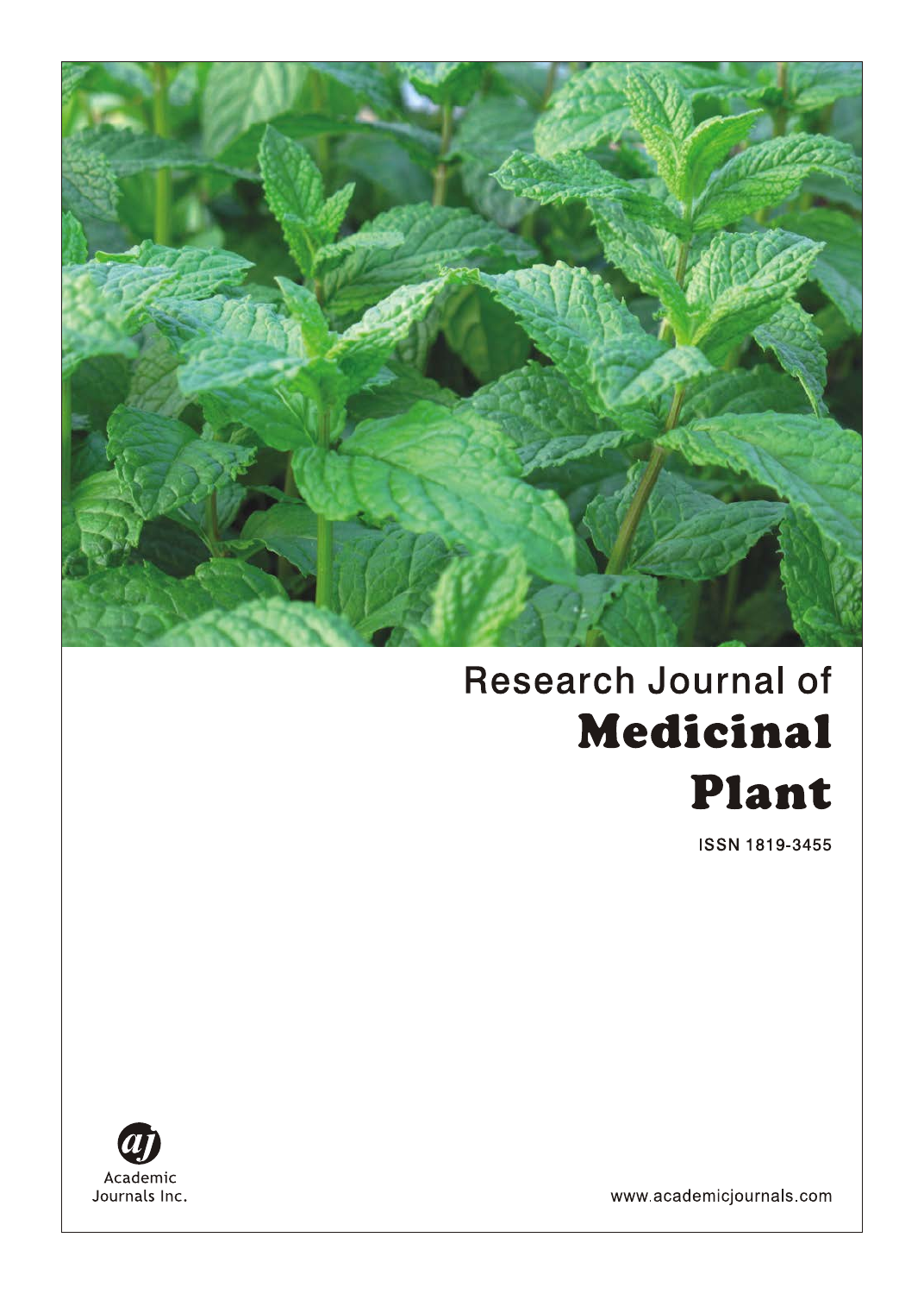# Research Journal of Medicinal Plant

ISSN 1819-3455

Academic Journals Inc.

www.academicjournals.com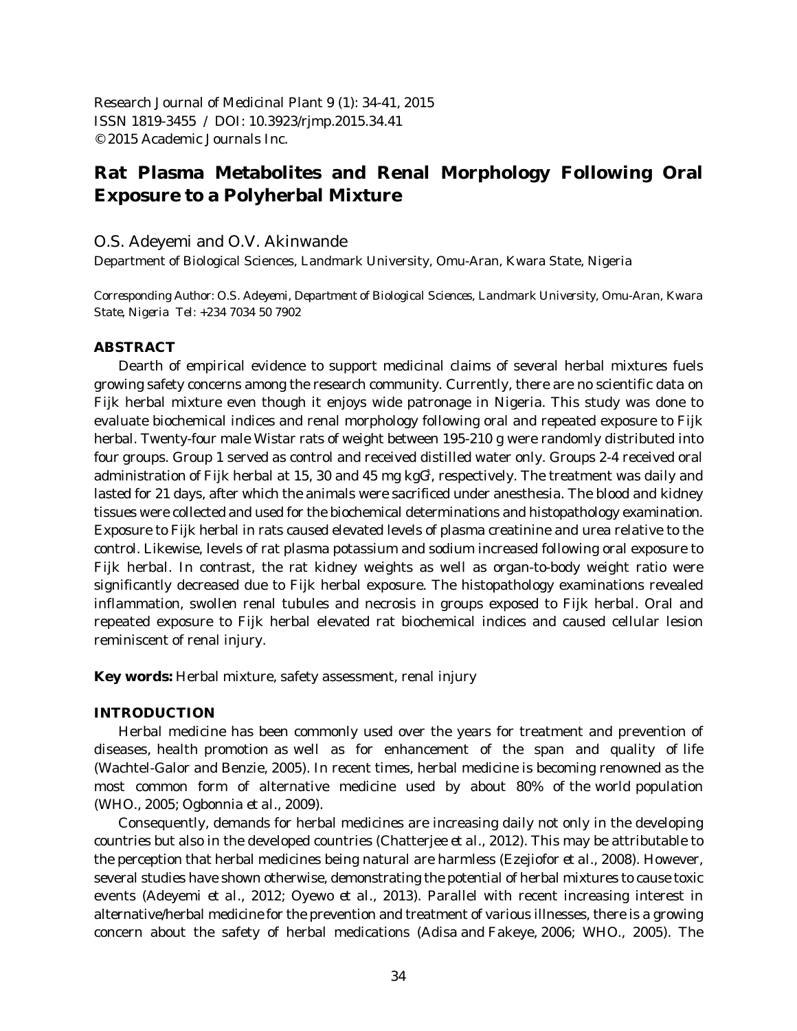Research Journal of Medicinal Plant 9 (1): 34-41, 2015
ISSN 1819-3455 / DOI: 10.3923/rjmp.2015.34.41
© 2015 Academic Journals Inc.

# Rat Plasma Metabolites and Renal Morphology Following Oral Exposure to a Polyherbal Mixture

O.S. Adeyemi and O.V. Akinwande

Department of Biological Sciences, Landmark University, Omu-Aran, Kwara State, Nigeria

*Corresponding Author: O.S. Adeyemi, Department of Biological Sciences, Landmark University, Omu-Aran, Kwara State, Nigeria Tel: +234 7034 50 7902*

## ABSTRACT

Dearth of empirical evidence to support medicinal claims of several herbal mixtures fuels growing safety concerns among the research community. Currently, there are no scientific data on Fijk herbal mixture even though it enjoys wide patronage in Nigeria. This study was done to evaluate biochemical indices and renal morphology following oral and repeated exposure to Fijk herbal. Twenty-four male Wistar rats of weight between 195-210 g were randomly distributed into four groups. Group 1 served as control and received distilled water only. Groups 2-4 received oral administration of Fijk herbal at 15, 30 and 45 mg kg$^{-1}$, respectively. The treatment was daily and lasted for 21 days, after which the animals were sacrificed under anesthesia. The blood and kidney tissues were collected and used for the biochemical determinations and histopathology examination. Exposure to Fijk herbal in rats caused elevated levels of plasma creatinine and urea relative to the control. Likewise, levels of rat plasma potassium and sodium increased following oral exposure to Fijk herbal. In contrast, the rat kidney weights as well as organ-to-body weight ratio were significantly decreased due to Fijk herbal exposure. The histopathology examinations revealed inflammation, swollen renal tubules and necrosis in groups exposed to Fijk herbal. Oral and repeated exposure to Fijk herbal elevated rat biochemical indices and caused cellular lesion reminiscent of renal injury.

**Key words:** Herbal mixture, safety assessment, renal injury

## INTRODUCTION

Herbal medicine has been commonly used over the years for treatment and prevention of diseases, health promotion as well as for enhancement of the span and quality of life (Wachtel-Galor and Benzie, 2005). In recent times, herbal medicine is becoming renowned as the most common form of alternative medicine used by about 80% of the world population (WHO., 2005; Ogbonnia *et al*., 2009).

Consequently, demands for herbal medicines are increasing daily not only in the developing countries but also in the developed countries (Chatterjee *et al*., 2012). This may be attributable to the perception that herbal medicines being natural are harmless (Ezejiofor *et al*., 2008). However, several studies have shown otherwise, demonstrating the potential of herbal mixtures to cause toxic events (Adeyemi *et al*., 2012; Oyewo *et al*., 2013). Parallel with recent increasing interest in alternative/herbal medicine for the prevention and treatment of various illnesses, there is a growing concern about the safety of herbal medications (Adisa and Fakeye, 2006; WHO., 2005). The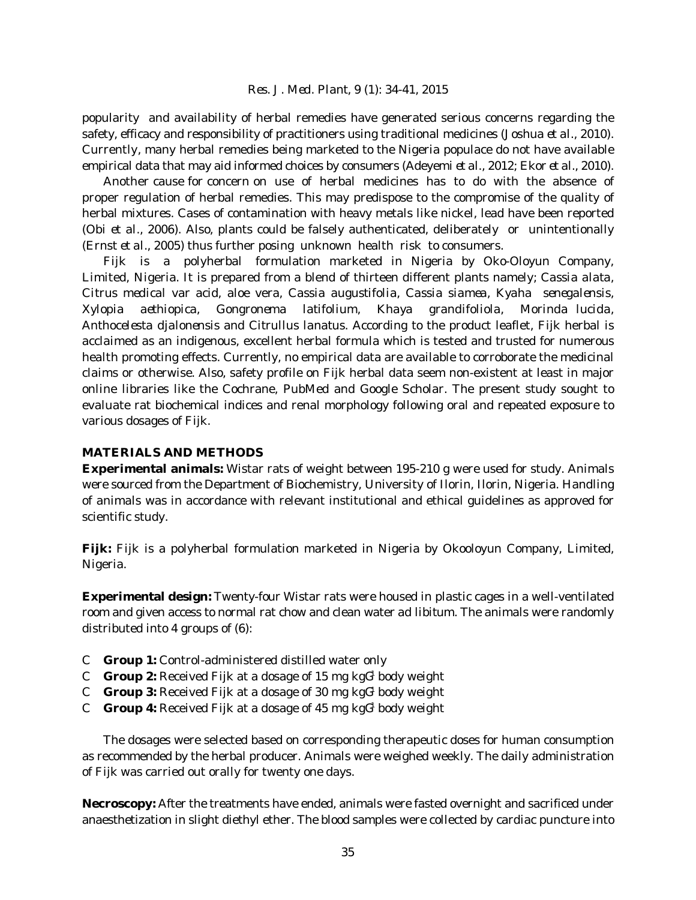popularity and availability of herbal remedies have generated serious concerns regarding the safety, efficacy and responsibility of practitioners using traditional medicines (Joshua *et al*., 2010). Currently, many herbal remedies being marketed to the Nigeria populace do not have available empirical data that may aid informed choices by consumers (Adeyemi *et al*., 2012; Ekor *et al*., 2010).

Another cause for concern on use of herbal medicines has to do with the absence of proper regulation of herbal remedies. This may predispose to the compromise of the quality of herbal mixtures. Cases of contamination with heavy metals like nickel, lead have been reported (Obi *et al*., 2006). Also, plants could be falsely authenticated, deliberately or unintentionally (Ernst *et al*., 2005) thus further posing unknown health risk to consumers.

Fijk is a polyherbal formulation marketed in Nigeria by Oko-Oloyun Company, Limited, Nigeria. It is prepared from a blend of thirteen different plants namely; *Cassia alata*, *Citrus medical var acid*, *aloe vera*, *Cassia augustifolia*, *Cassia siamea*, *Kyaha senegalensis*, *Xylopia aethiopica*, *Gongronema latifolium*, *Khaya grandifoliola*, *Morinda lucida*, *Anthocelesta djalonensis* and *Citrullus lanatus*. According to the product leaflet, Fijk herbal is acclaimed as an indigenous, excellent herbal formula which is tested and trusted for numerous health promoting effects. Currently, no empirical data are available to corroborate the medicinal claims or otherwise. Also, safety profile on Fijk herbal data seem non-existent at least in major online libraries like the Cochrane, PubMed and Google Scholar. The present study sought to evaluate rat biochemical indices and renal morphology following oral and repeated exposure to various dosages of Fijk.

## MATERIALS AND METHODS

**Experimental animals:** Wistar rats of weight between 195-210 g were used for study. Animals were sourced from the Department of Biochemistry, University of Ilorin, Ilorin, Nigeria. Handling of animals was in accordance with relevant institutional and ethical guidelines as approved for scientific study.

**Fijk:** Fijk is a polyherbal formulation marketed in Nigeria by Okooloyun Company, Limited, Nigeria.

**Experimental design:** Twenty-four Wistar rats were housed in plastic cages in a well-ventilated room and given access to normal rat chow and clean water ad libitum. The animals were randomly distributed into 4 groups of (6):

- **Group 1:** Control-administered distilled water only
- **Group 2:** Received Fijk at a dosage of 15 mg $kg^{-1}$ body weight
- **Group 3:** Received Fijk at a dosage of 30 mg $kg^{-1}$ body weight
- **Group 4:** Received Fijk at a dosage of 45 mg $kg^{-1}$ body weight

The dosages were selected based on corresponding therapeutic doses for human consumption as recommended by the herbal producer. Animals were weighed weekly. The daily administration of Fijk was carried out orally for twenty one days.

**Necroscopy:** After the treatments have ended, animals were fasted overnight and sacrificed under anaesthetization in slight diethyl ether. The blood samples were collected by cardiac puncture into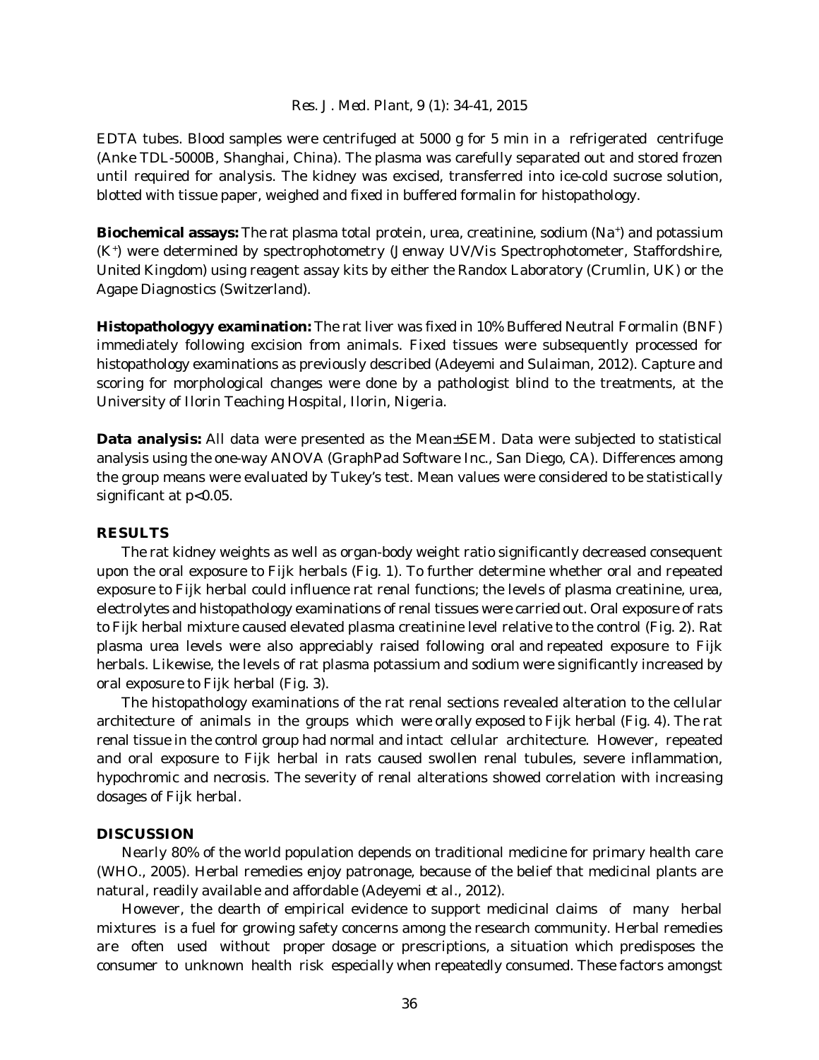EDTA tubes. Blood samples were centrifuged at 5000 g for 5 min in a refrigerated centrifuge (Anke TDL-5000B, Shanghai, China). The plasma was carefully separated out and stored frozen until required for analysis. The kidney was excised, transferred into ice-cold sucrose solution, blotted with tissue paper, weighed and fixed in buffered formalin for histopathology.

**Biochemical assays:** The rat plasma total protein, urea, creatinine, sodium ($Na^+$) and potassium ($K^+$) were determined by spectrophotometry (Jenway UV/Vis Spectrophotometer, Staffordshire, United Kingdom) using reagent assay kits by either the Randox Laboratory (Crumlin, UK) or the Agape Diagnostics (Switzerland).

**Histopathologyy examination:** The rat liver was fixed in 10% Buffered Neutral Formalin (BNF) immediately following excision from animals. Fixed tissues were subsequently processed for histopathology examinations as previously described (Adeyemi and Sulaiman, 2012). Capture and scoring for morphological changes were done by a pathologist blind to the treatments, at the University of Ilorin Teaching Hospital, Ilorin, Nigeria.

**Data analysis:** All data were presented as the Mean±SEM. Data were subjected to statistical analysis using the one-way ANOVA (GraphPad Software Inc., San Diego, CA). Differences among the group means were evaluated by Tukey's test. Mean values were considered to be statistically significant at $p<0.05$.

## RESULTS

The rat kidney weights as well as organ-body weight ratio significantly decreased consequent upon the oral exposure to Fijk herbals (Fig. 1). To further determine whether oral and repeated exposure to Fijk herbal could influence rat renal functions; the levels of plasma creatinine, urea, electrolytes and histopathology examinations of renal tissues were carried out. Oral exposure of rats to Fijk herbal mixture caused elevated plasma creatinine level relative to the control (Fig. 2). Rat plasma urea levels were also appreciably raised following oral and repeated exposure to Fijk herbals. Likewise, the levels of rat plasma potassium and sodium were significantly increased by oral exposure to Fijk herbal (Fig. 3).

The histopathology examinations of the rat renal sections revealed alteration to the cellular architecture of animals in the groups which were orally exposed to Fijk herbal (Fig. 4). The rat renal tissue in the control group had normal and intact cellular architecture. However, repeated and oral exposure to Fijk herbal in rats caused swollen renal tubules, severe inflammation, hypochromic and necrosis. The severity of renal alterations showed correlation with increasing dosages of Fijk herbal.

## DISCUSSION

Nearly 80% of the world population depends on traditional medicine for primary health care (WHO., 2005). Herbal remedies enjoy patronage, because of the belief that medicinal plants are natural, readily available and affordable (Adeyemi *et al*., 2012).

However, the dearth of empirical evidence to support medicinal claims of many herbal mixtures is a fuel for growing safety concerns among the research community. Herbal remedies are often used without proper dosage or prescriptions, a situation which predisposes the consumer to unknown health risk especially when repeatedly consumed. These factors amongst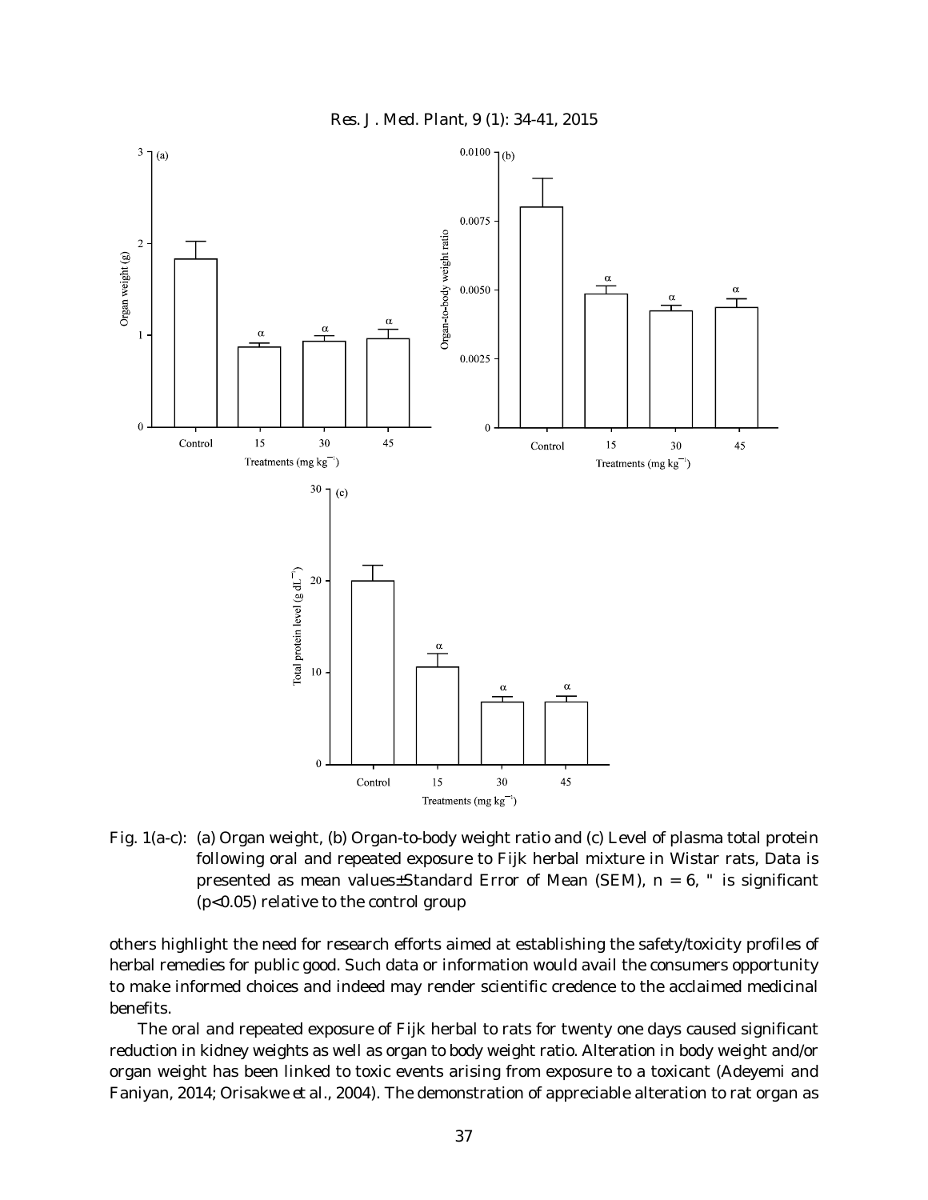Fig. 1(a-c): (a) Organ weight, (b) Organ-to-body weight ratio and (c) Level of plasma total protein following oral and repeated exposure to Fijk herbal mixture in Wistar rats, Data is presented as mean values±Standard Error of Mean (SEM), n = 6, " is significant (p<0.05) relative to the control group

others highlight the need for research efforts aimed at establishing the safety/toxicity profiles of herbal remedies for public good. Such data or information would avail the consumers opportunity to make informed choices and indeed may render scientific credence to the acclaimed medicinal benefits.

The oral and repeated exposure of Fijk herbal to rats for twenty one days caused significant reduction in kidney weights as well as organ to body weight ratio. Alteration in body weight and/or organ weight has been linked to toxic events arising from exposure to a toxicant (Adeyemi and Faniyan, 2014; Orisakwe *et al*., 2004). The demonstration of appreciable alteration to rat organ as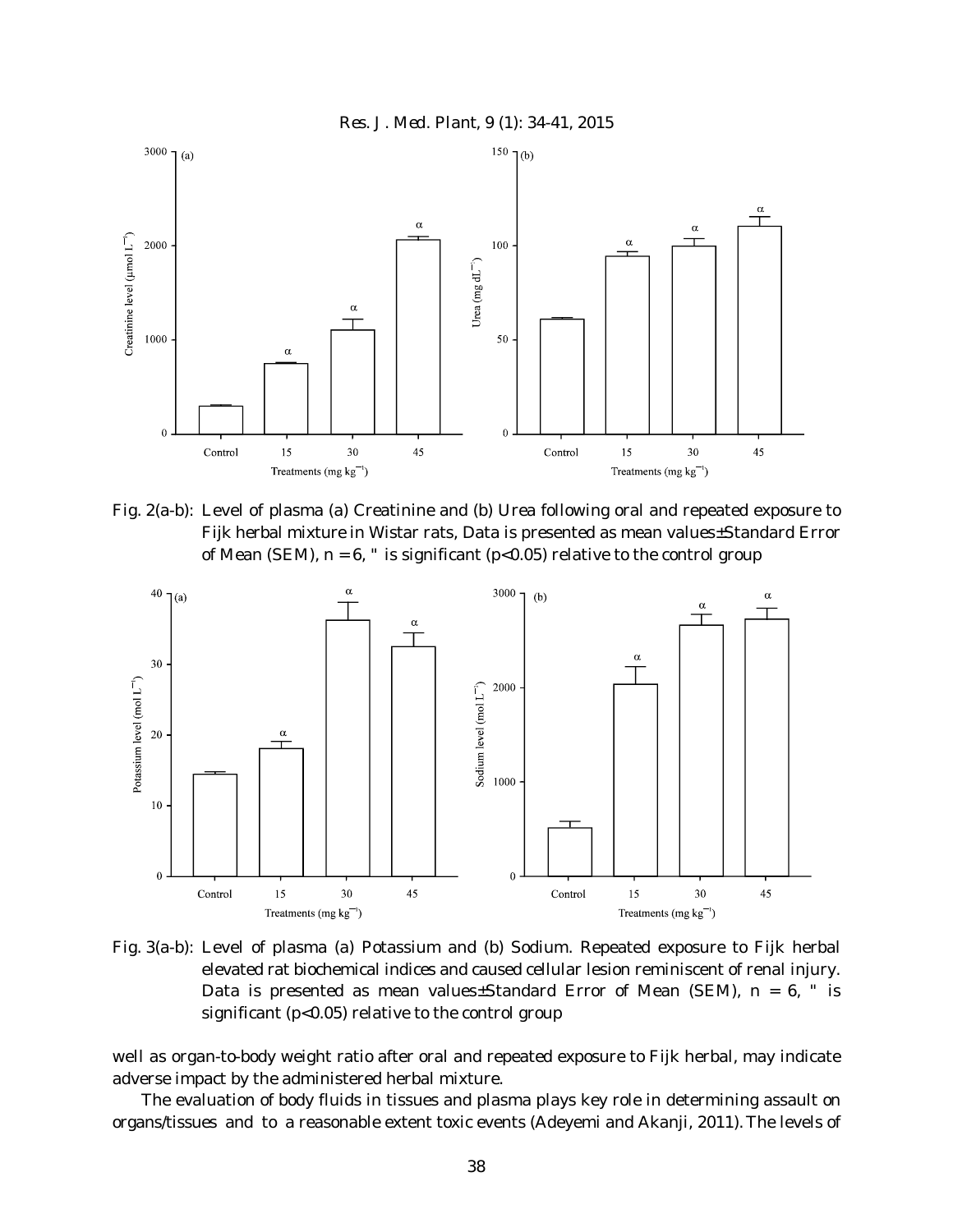Fig. 2(a-b): Level of plasma (a) Creatinine and (b) Urea following oral and repeated exposure to Fijk herbal mixture in Wistar rats, Data is presented as mean values±Standard Error of Mean (SEM), n = 6, " is significant ($p<0.05$) relative to the control group

Fig. 3(a-b): Level of plasma (a) Potassium and (b) Sodium. Repeated exposure to Fijk herbal elevated rat biochemical indices and caused cellular lesion reminiscent of renal injury. Data is presented as mean values±Standard Error of Mean (SEM), n = 6, " is significant ($p<0.05$) relative to the control group

well as organ-to-body weight ratio after oral and repeated exposure to Fijk herbal, may indicate adverse impact by the administered herbal mixture.

The evaluation of body fluids in tissues and plasma plays key role in determining assault on organs/tissues and to a reasonable extent toxic events (Adeyemi and Akanji, 2011). The levels of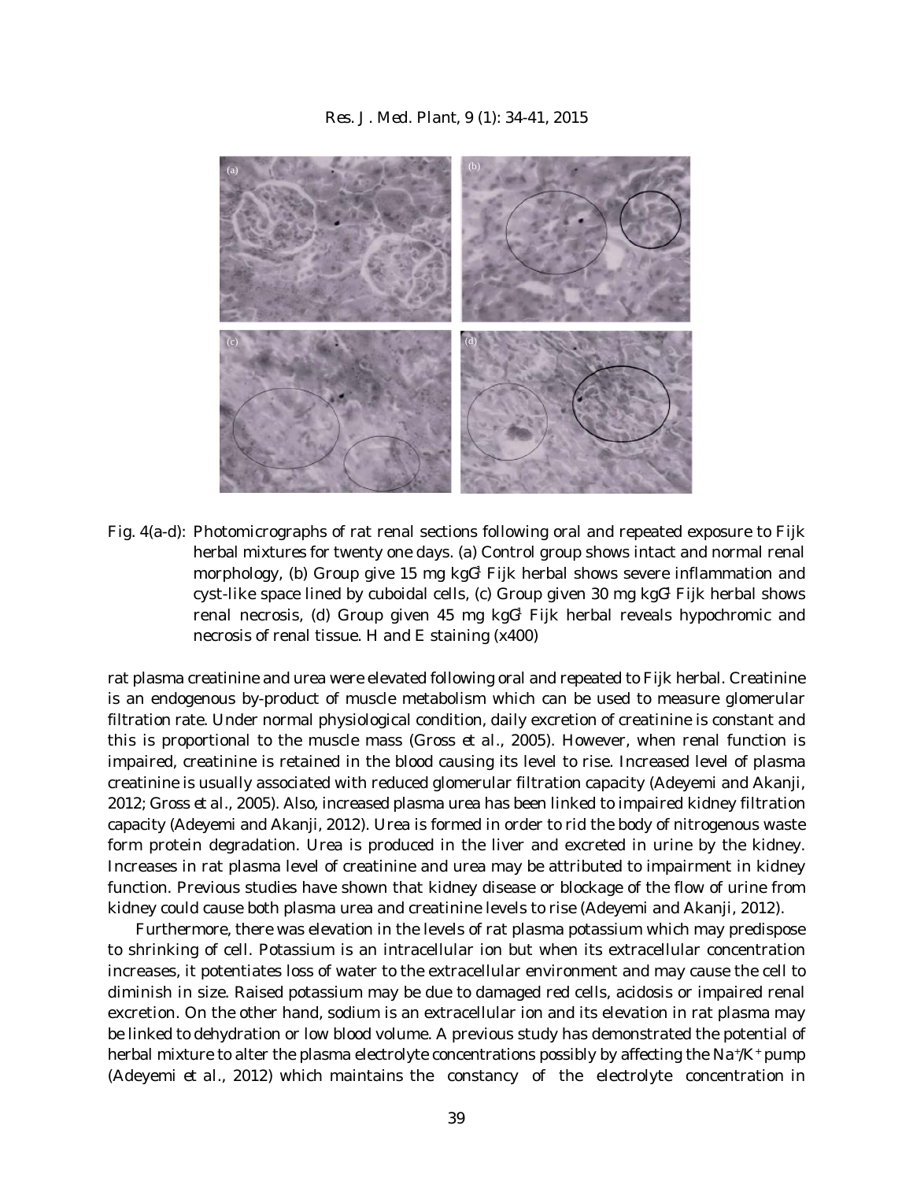Fig. 4(a-d): Photomicrographs of rat renal sections following oral and repeated exposure to Fijk herbal mixtures for twenty one days. (a) Control group shows intact and normal renal morphology, (b) Group give 15 mg $kg^{-1}$ Fijk herbal shows severe inflammation and cyst-like space lined by cuboidal cells, (c) Group given 30 mg $kg^{-1}$ Fijk herbal shows renal necrosis, (d) Group given 45 mg $kg^{-1}$ Fijk herbal reveals hypochromic and necrosis of renal tissue. H and E staining (x400)

rat plasma creatinine and urea were elevated following oral and repeated to Fijk herbal. Creatinine is an endogenous by-product of muscle metabolism which can be used to measure glomerular filtration rate. Under normal physiological condition, daily excretion of creatinine is constant and this is proportional to the muscle mass (Gross *et al*., 2005). However, when renal function is impaired, creatinine is retained in the blood causing its level to rise. Increased level of plasma creatinine is usually associated with reduced glomerular filtration capacity (Adeyemi and Akanji, 2012; Gross *et al*., 2005). Also, increased plasma urea has been linked to impaired kidney filtration capacity (Adeyemi and Akanji, 2012). Urea is formed in order to rid the body of nitrogenous waste form protein degradation. Urea is produced in the liver and excreted in urine by the kidney. Increases in rat plasma level of creatinine and urea may be attributed to impairment in kidney function. Previous studies have shown that kidney disease or blockage of the flow of urine from kidney could cause both plasma urea and creatinine levels to rise (Adeyemi and Akanji, 2012).

Furthermore, there was elevation in the levels of rat plasma potassium which may predispose to shrinking of cell. Potassium is an intracellular ion but when its extracellular concentration increases, it potentiates loss of water to the extracellular environment and may cause the cell to diminish in size. Raised potassium may be due to damaged red cells, acidosis or impaired renal excretion. On the other hand, sodium is an extracellular ion and its elevation in rat plasma may be linked to dehydration or low blood volume. A previous study has demonstrated the potential of herbal mixture to alter the plasma electrolyte concentrations possibly by affecting the $Na^+/K^+$ pump (Adeyemi *et al*., 2012) which maintains the constancy of the electrolyte concentration in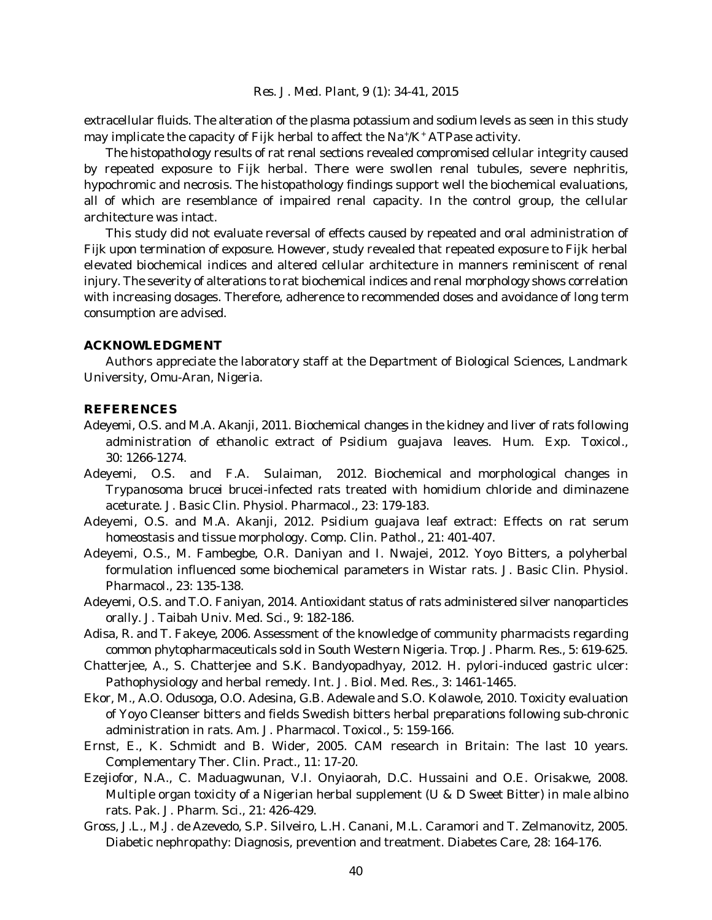extracellular fluids. The alteration of the plasma potassium and sodium levels as seen in this study may implicate the capacity of Fijk herbal to affect the $Na^{+}/K^{+}$ ATPase activity.

The histopathology results of rat renal sections revealed compromised cellular integrity caused by repeated exposure to Fijk herbal. There were swollen renal tubules, severe nephritis, hypochromic and necrosis. The histopathology findings support well the biochemical evaluations, all of which are resemblance of impaired renal capacity. In the control group, the cellular architecture was intact.

This study did not evaluate reversal of effects caused by repeated and oral administration of Fijk upon termination of exposure. However, study revealed that repeated exposure to Fijk herbal elevated biochemical indices and altered cellular architecture in manners reminiscent of renal injury. The severity of alterations to rat biochemical indices and renal morphology shows correlation with increasing dosages. Therefore, adherence to recommended doses and avoidance of long term consumption are advised.

## ACKNOWLEDGMENT

Authors appreciate the laboratory staff at the Department of Biological Sciences, Landmark University, Omu-Aran, Nigeria.

## REFERENCES

Adeyemi, O.S. and M.A. Akanji, 2011. Biochemical changes in the kidney and liver of rats following administration of ethanolic extract of *Psidium guajava* leaves. Hum. Exp. Toxicol., 30: 1266-1274.

Adeyemi, O.S. and F.A. Sulaiman, 2012. Biochemical and morphological changes in *Trypanosoma brucei brucei*-infected rats treated with homidium chloride and diminazene aceturate. J. Basic Clin. Physiol. Pharmacol., 23: 179-183.

Adeyemi, O.S. and M.A. Akanji, 2012. *Psidium guajava* leaf extract: Effects on rat serum homeostasis and tissue morphology. Comp. Clin. Pathol., 21: 401-407.

Adeyemi, O.S., M. Fambegbe, O.R. Daniyan and I. Nwajei, 2012. Yoyo Bitters, a polyherbal formulation influenced some biochemical parameters in Wistar rats. J. Basic Clin. Physiol. Pharmacol., 23: 135-138.

Adeyemi, O.S. and T.O. Faniyan, 2014. Antioxidant status of rats administered silver nanoparticles orally. J. Taibah Univ. Med. Sci., 9: 182-186.

Adisa, R. and T. Fakeye, 2006. Assessment of the knowledge of community pharmacists regarding common phytopharmaceuticals sold in South Western Nigeria. Trop. J. Pharm. Res., 5: 619-625.

Chatterjee, A., S. Chatterjee and S.K. Bandyopadhyay, 2012. *H. pylori*-induced gastric ulcer: Pathophysiology and herbal remedy. Int. J. Biol. Med. Res., 3: 1461-1465.

Ekor, M., A.O. Odusoga, O.O. Adesina, G.B. Adewale and S.O. Kolawole, 2010. Toxicity evaluation of Yoyo Cleanser bitters and fields Swedish bitters herbal preparations following sub-chronic administration in rats. Am. J. Pharmacol. Toxicol., 5: 159-166.

Ernst, E., K. Schmidt and B. Wider, 2005. CAM research in Britain: The last 10 years. Complementary Ther. Clin. Pract., 11: 17-20.

Ezejiofor, N.A., C. Maduagwunan, V.I. Onyiaorah, D.C. Hussaini and O.E. Orisakwe, 2008. Multiple organ toxicity of a Nigerian herbal supplement (U & D Sweet Bitter) in male albino rats. Pak. J. Pharm. Sci., 21: 426-429.

Gross, J.L., M.J. de Azevedo, S.P. Silveiro, L.H. Canani, M.L. Caramori and T. Zelmanovitz, 2005. Diabetic nephropathy: Diagnosis, prevention and treatment. Diabetes Care, 28: 164-176.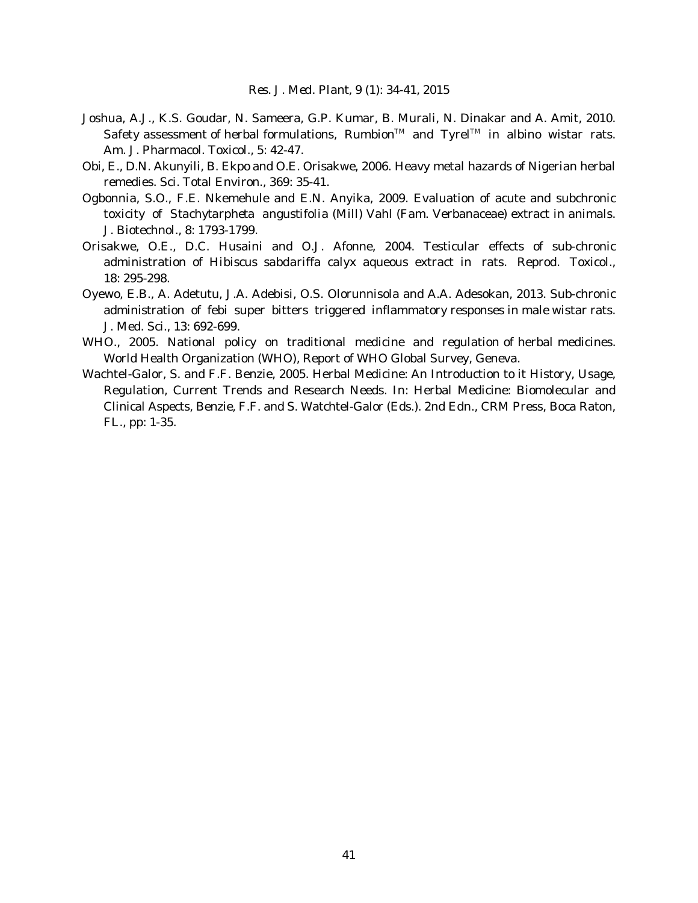Joshua, A.J., K.S. Goudar, N. Sameera, G.P. Kumar, B. Murali, N. Dinakar and A. Amit, 2010. Safety assessment of herbal formulations, Rumbion™ and Tyrel™ in albino wistar rats. Am. J. Pharmacol. Toxicol., 5: 42-47.

Obi, E., D.N. Akunyili, B. Ekpo and O.E. Orisakwe, 2006. Heavy metal hazards of Nigerian herbal remedies. Sci. Total Environ., 369: 35-41.

Ogbonnia, S.O., F.E. Nkemehule and E.N. Anyika, 2009. Evaluation of acute and subchronic toxicity of *Stachytarpheta angustifolia* (Mill) Vahl (Fam. Verbanaceae) extract in animals. J. Biotechnol., 8: 1793-1799.

Orisakwe, O.E., D.C. Husaini and O.J. Afonne, 2004. Testicular effects of sub-chronic administration of *Hibiscus sabdariffa* calyx aqueous extract in rats. Reprod. Toxicol., 18: 295-298.

Oyewo, E.B., A. Adetutu, J.A. Adebisi, O.S. Olorunnisola and A.A. Adesokan, 2013. Sub-chronic administration of febi super bitters triggered inflammatory responses in male wistar rats. J. Med. Sci., 13: 692-699.

WHO., 2005. National policy on traditional medicine and regulation of herbal medicines. World Health Organization (WHO), Report of WHO Global Survey, Geneva.

Wachtel-Galor, S. and F.F. Benzie, 2005. Herbal Medicine: An Introduction to it History, Usage, Regulation, Current Trends and Research Needs. In: Herbal Medicine: Biomolecular and Clinical Aspects, Benzie, F.F. and S. Watchtel-Galor (Eds.). 2nd Edn., CRM Press, Boca Raton, FL., pp: 1-35.